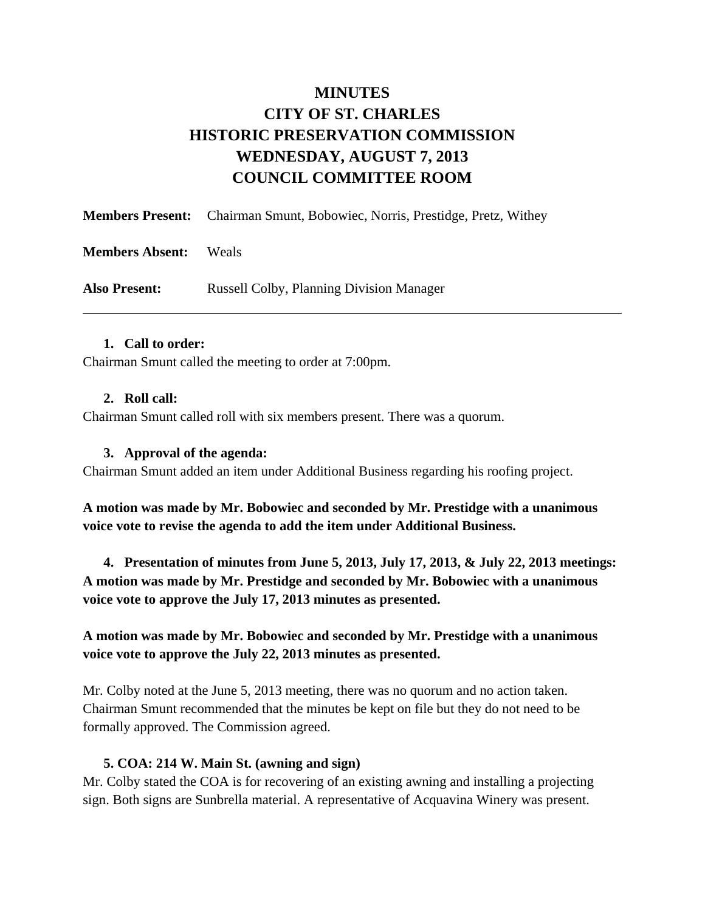# MINUTES
# CITY OF ST. CHARLES
# HISTORIC PRESERVATION COMMISSION
# WEDNESDAY, AUGUST 7, 2013
# COUNCIL COMMITTEE ROOM

**Members Present:** Chairman Smunt, Bobowiec, Norris, Prestidge, Pretz, Withey

**Members Absent:** Weals

**Also Present:** Russell Colby, Planning Division Manager

---

1. **Call to order:**

Chairman Smunt called the meeting to order at 7:00pm.

2. **Roll call:**

Chairman Smunt called roll with six members present. There was a quorum.

3. **Approval of the agenda:**

Chairman Smunt added an item under Additional Business regarding his roofing project.

**A motion was made by Mr. Bobowiec and seconded by Mr. Prestidge with a unanimous voice vote to revise the agenda to add the item under Additional Business.**

4. **Presentation of minutes from June 5, 2013, July 17, 2013, & July 22, 2013 meetings:**

**A motion was made by Mr. Prestidge and seconded by Mr. Bobowiec with a unanimous voice vote to approve the July 17, 2013 minutes as presented.**

**A motion was made by Mr. Bobowiec and seconded by Mr. Prestidge with a unanimous voice vote to approve the July 22, 2013 minutes as presented.**

Mr. Colby noted at the June 5, 2013 meeting, there was no quorum and no action taken. Chairman Smunt recommended that the minutes be kept on file but they do not need to be formally approved. The Commission agreed.

5. **COA: 214 W. Main St. (awning and sign)**

Mr. Colby stated the COA is for recovering of an existing awning and installing a projecting sign. Both signs are Sunbrella material. A representative of Acquavina Winery was present.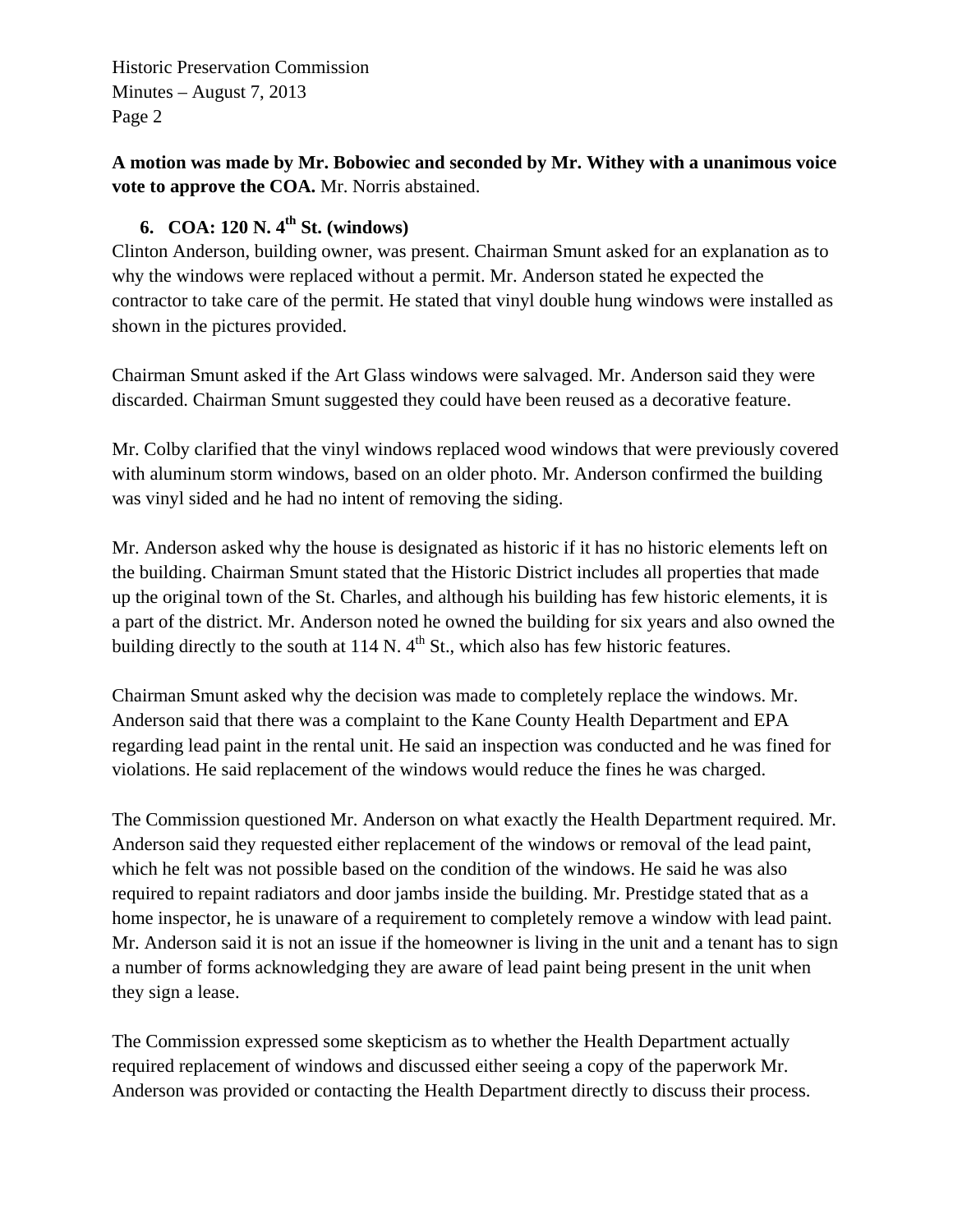**A motion was made by Mr. Bobowiec and seconded by Mr. Withey with a unanimous voice vote to approve the COA.** Mr. Norris abstained.

### 6. COA: 120 N. 4th St. (windows)

Clinton Anderson, building owner, was present. Chairman Smunt asked for an explanation as to why the windows were replaced without a permit. Mr. Anderson stated he expected the contractor to take care of the permit. He stated that vinyl double hung windows were installed as shown in the pictures provided.

Chairman Smunt asked if the Art Glass windows were salvaged. Mr. Anderson said they were discarded. Chairman Smunt suggested they could have been reused as a decorative feature.

Mr. Colby clarified that the vinyl windows replaced wood windows that were previously covered with aluminum storm windows, based on an older photo. Mr. Anderson confirmed the building was vinyl sided and he had no intent of removing the siding.

Mr. Anderson asked why the house is designated as historic if it has no historic elements left on the building. Chairman Smunt stated that the Historic District includes all properties that made up the original town of the St. Charles, and although his building has few historic elements, it is a part of the district. Mr. Anderson noted he owned the building for six years and also owned the building directly to the south at 114 N. 4th St., which also has few historic features.

Chairman Smunt asked why the decision was made to completely replace the windows. Mr. Anderson said that there was a complaint to the Kane County Health Department and EPA regarding lead paint in the rental unit. He said an inspection was conducted and he was fined for violations. He said replacement of the windows would reduce the fines he was charged.

The Commission questioned Mr. Anderson on what exactly the Health Department required. Mr. Anderson said they requested either replacement of the windows or removal of the lead paint, which he felt was not possible based on the condition of the windows. He said he was also required to repaint radiators and door jambs inside the building. Mr. Prestidge stated that as a home inspector, he is unaware of a requirement to completely remove a window with lead paint. Mr. Anderson said it is not an issue if the homeowner is living in the unit and a tenant has to sign a number of forms acknowledging they are aware of lead paint being present in the unit when they sign a lease.

The Commission expressed some skepticism as to whether the Health Department actually required replacement of windows and discussed either seeing a copy of the paperwork Mr. Anderson was provided or contacting the Health Department directly to discuss their process.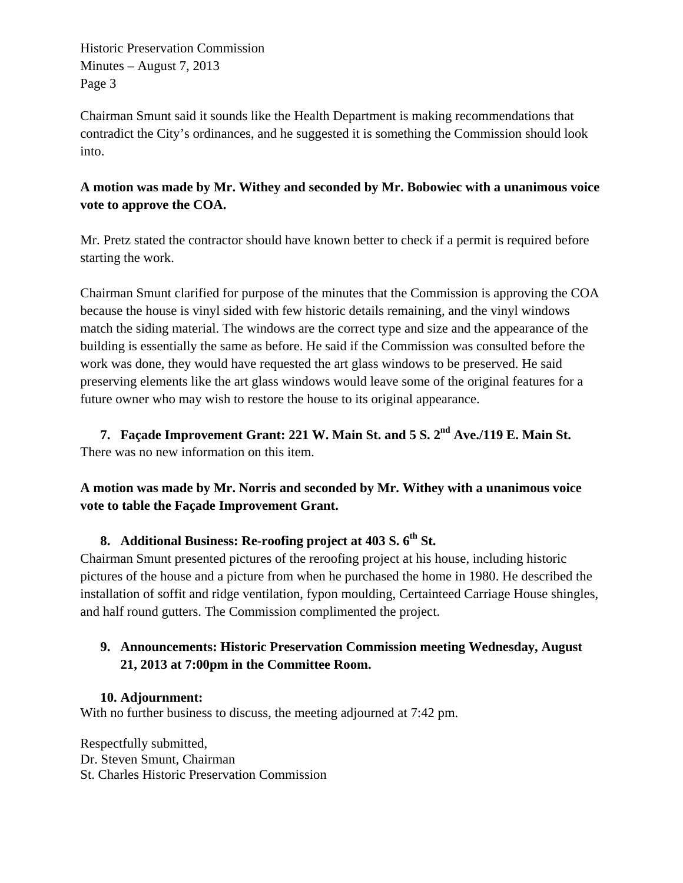Chairman Smunt said it sounds like the Health Department is making recommendations that contradict the City's ordinances, and he suggested it is something the Commission should look into.

**A motion was made by Mr. Withey and seconded by Mr. Bobowiec with a unanimous voice vote to approve the COA.**

Mr. Pretz stated the contractor should have known better to check if a permit is required before starting the work.

Chairman Smunt clarified for purpose of the minutes that the Commission is approving the COA because the house is vinyl sided with few historic details remaining, and the vinyl windows match the siding material. The windows are the correct type and size and the appearance of the building is essentially the same as before. He said if the Commission was consulted before the work was done, they would have requested the art glass windows to be preserved. He said preserving elements like the art glass windows would leave some of the original features for a future owner who may wish to restore the house to its original appearance.

7. **Façade Improvement Grant: 221 W. Main St. and 5 S. 2nd Ave./119 E. Main St.**

There was no new information on this item.

**A motion was made by Mr. Norris and seconded by Mr. Withey with a unanimous voice vote to table the Façade Improvement Grant.**

8. **Additional Business: Re-roofing project at 403 S. 6th St.**

Chairman Smunt presented pictures of the reroofing project at his house, including historic pictures of the house and a picture from when he purchased the home in 1980. He described the installation of soffit and ridge ventilation, fypon moulding, Certainteed Carriage House shingles, and half round gutters. The Commission complimented the project.

9. **Announcements: Historic Preservation Commission meeting Wednesday, August 21, 2013 at 7:00pm in the Committee Room.**

10. **Adjournment:**

With no further business to discuss, the meeting adjourned at 7:42 pm.

Respectfully submitted,
Dr. Steven Smunt, Chairman
St. Charles Historic Preservation Commission